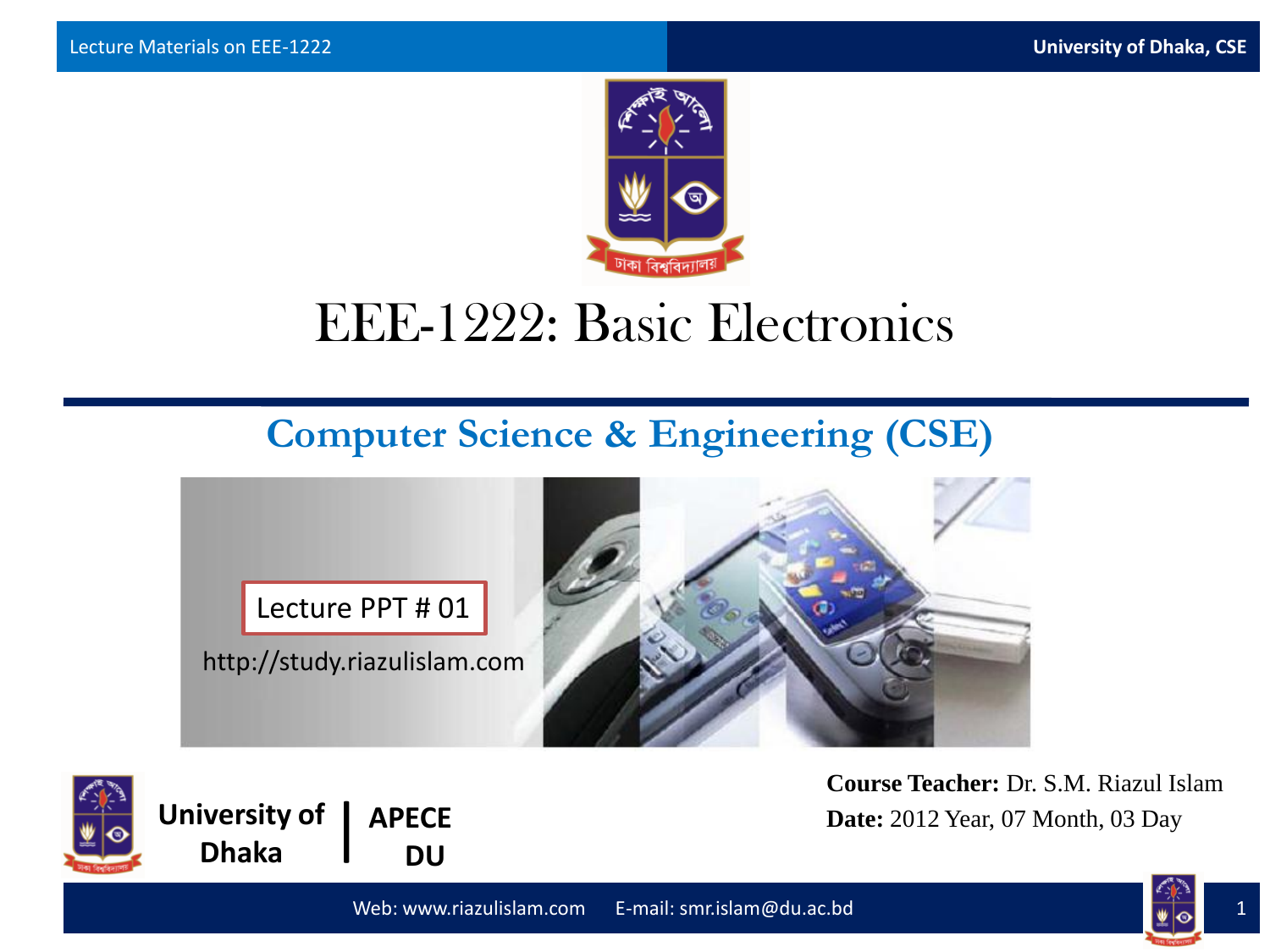Lecture Materials on EEE-1222

University of Dhaka, CSE

# EEE-1222: Basic Electronics

## Computer Science & Engineering (CSE)

Lecture PPT # 01

http://study.riazulislam.com

University of Dhaka | APECE DU

**Course Teacher:** Dr. S.M. Riazul Islam

**Date:** 2012 Year, 07 Month, 03 Day

Web: www.riazulislam.com E-mail: smr.islam@du.ac.bd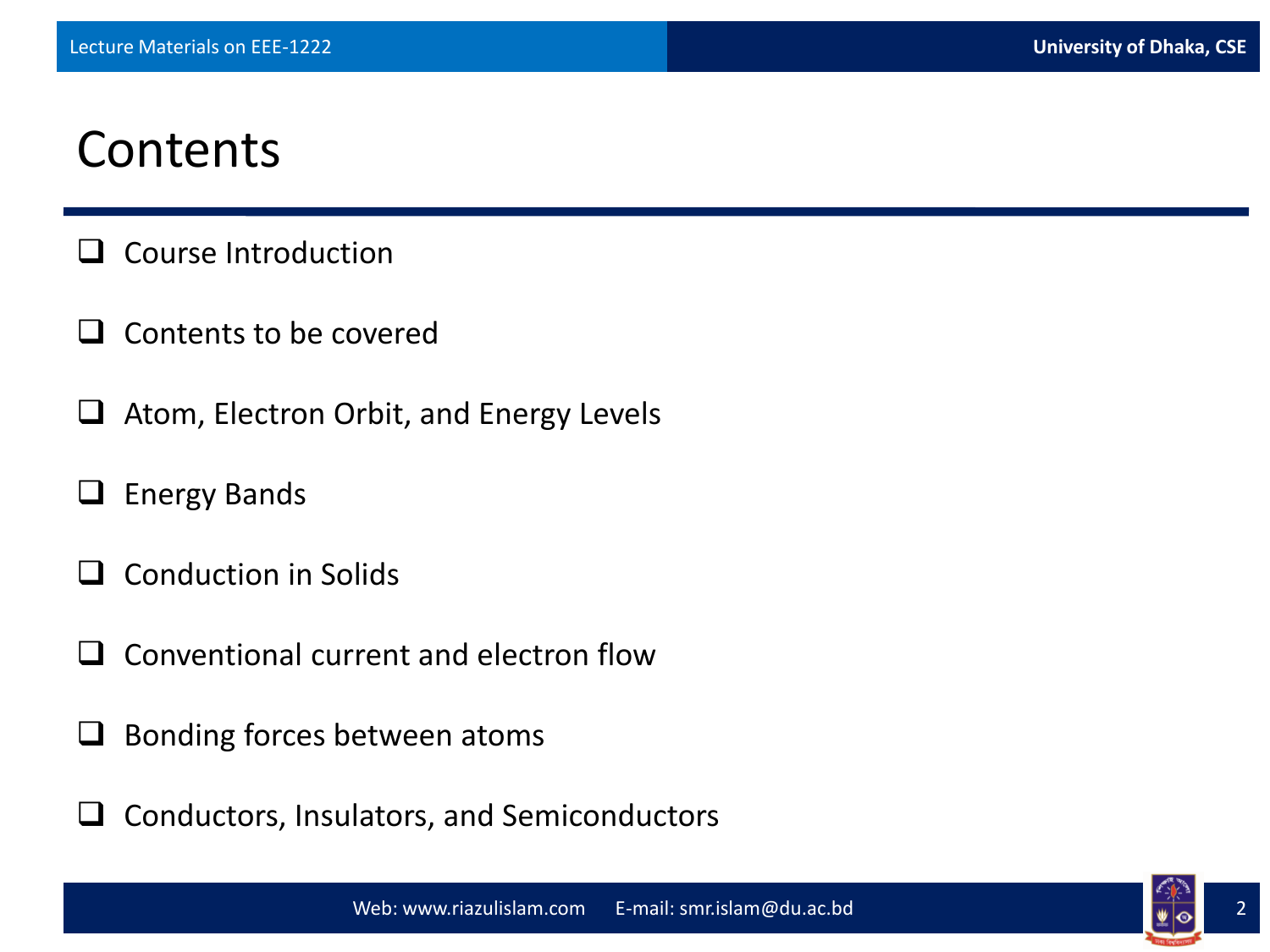# Contents

- Course Introduction
- Contents to be covered
- Atom, Electron Orbit, and Energy Levels
- Energy Bands
- Conduction in Solids
- Conventional current and electron flow
- Bonding forces between atoms
- Conductors, Insulators, and Semiconductors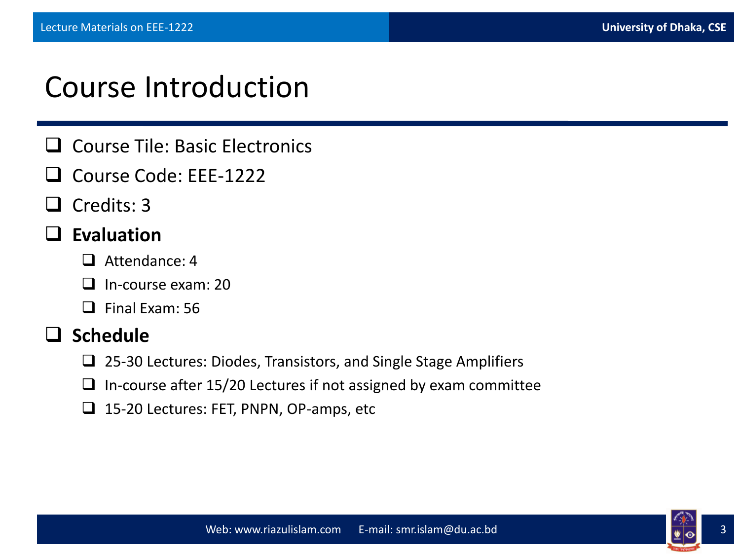# Course Introduction

- Course Tile: Basic Electronics
- Course Code: EEE-1222
- Credits: 3
- **Evaluation**
  - Attendance: 4
  - In-course exam: 20
  - Final Exam: 56
- **Schedule**
  - 25-30 Lectures: Diodes, Transistors, and Single Stage Amplifiers
  - In-course after 15/20 Lectures if not assigned by exam committee
  - 15-20 Lectures: FET, PNPN, OP-amps, etc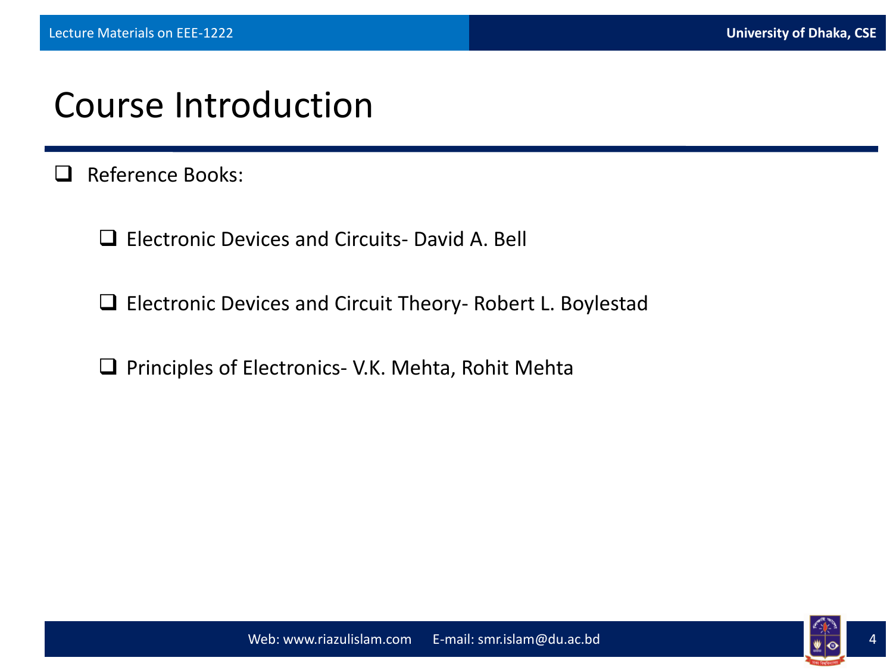# Course Introduction

- Reference Books:
  - Electronic Devices and Circuits- David A. Bell
  - Electronic Devices and Circuit Theory- Robert L. Boylestad
  - Principles of Electronics- V.K. Mehta, Rohit Mehta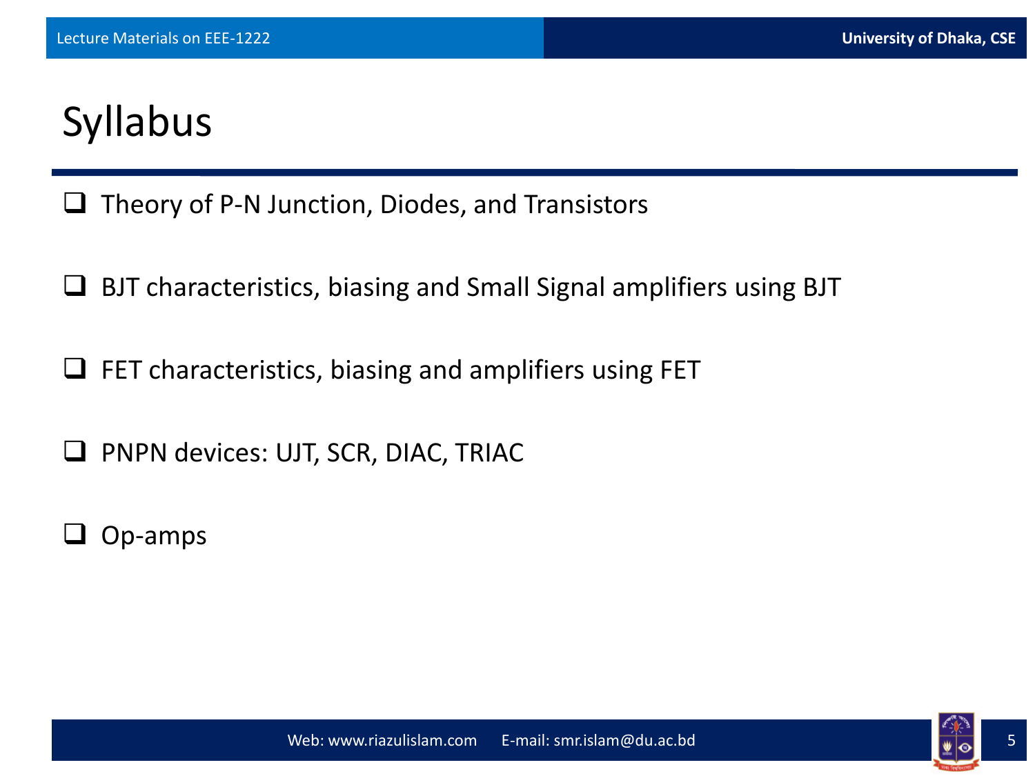# Syllabus

- Theory of P-N Junction, Diodes, and Transistors
- BJT characteristics, biasing and Small Signal amplifiers using BJT
- FET characteristics, biasing and amplifiers using FET
- PNPN devices: UJT, SCR, DIAC, TRIAC
- Op-amps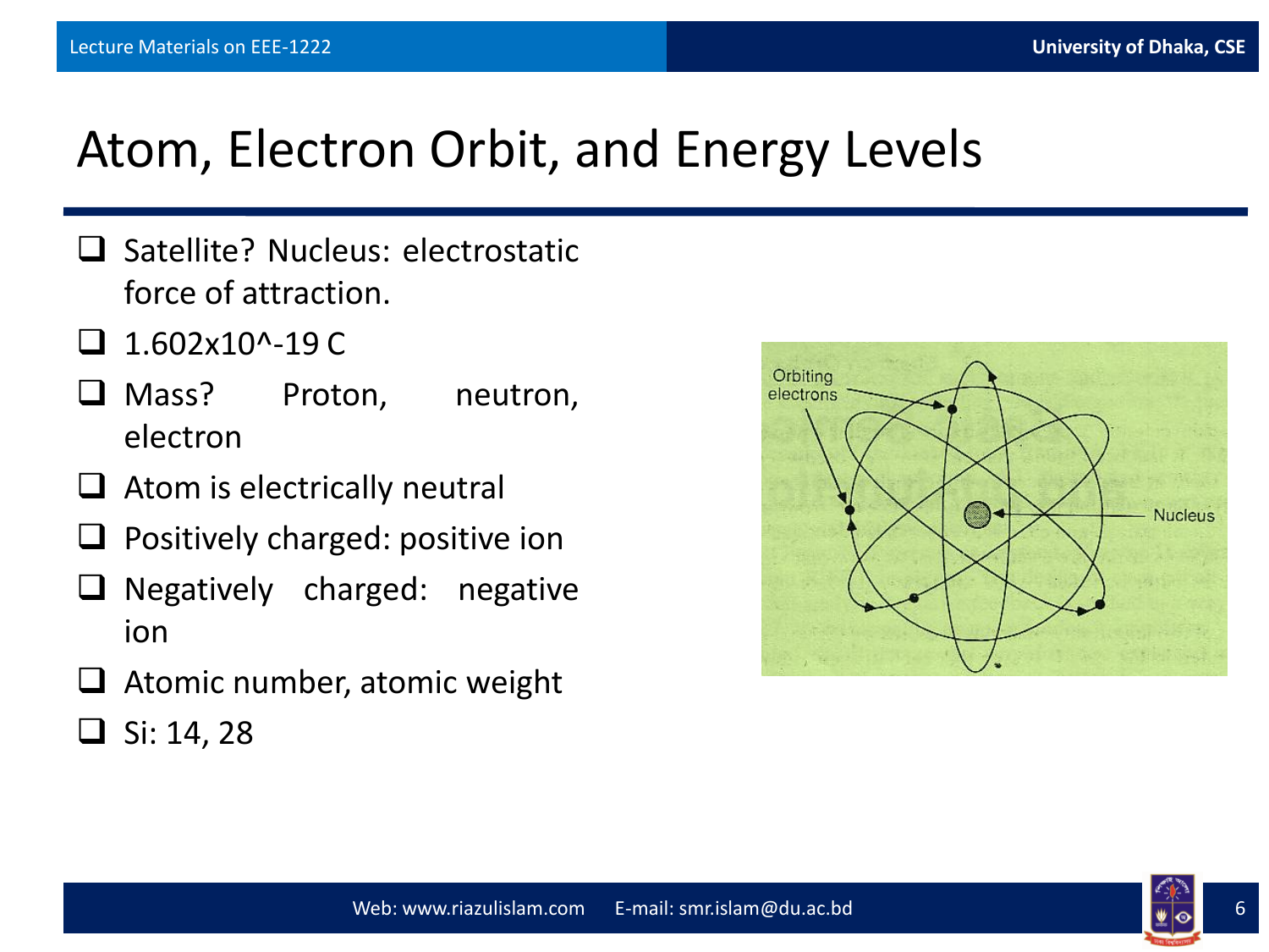# Atom, Electron Orbit, and Energy Levels

- Satellite? Nucleus: electrostatic force of attraction.
- $1.602 \times 10^{-19}$ C
- Mass? Proton, neutron, electron
- Atom is electrically neutral
- Positively charged: positive ion
- Negatively charged: negative ion
- Atomic number, atomic weight
- Si: 14, 28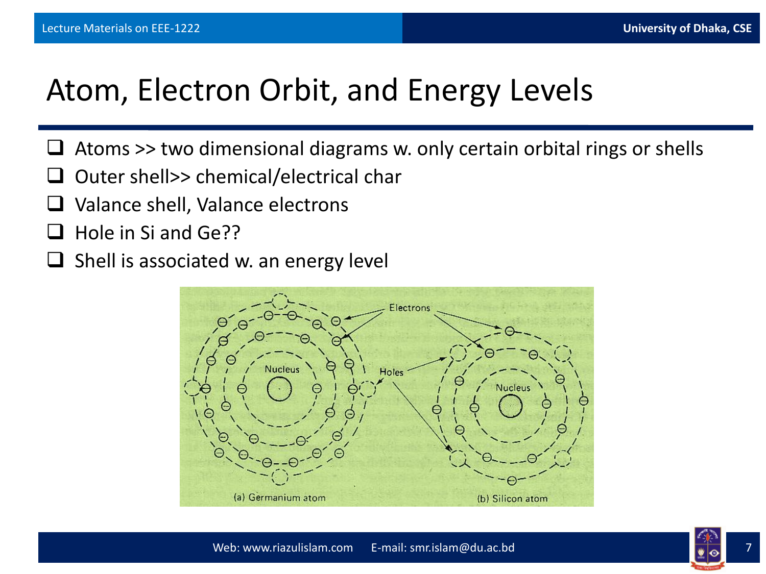# Atom, Electron Orbit, and Energy Levels

- Atoms >> two dimensional diagrams w. only certain orbital rings or shells
- Outer shell>> chemical/electrical char
- Valance shell, Valance electrons
- Hole in Si and Ge??
- Shell is associated w. an energy level

(a) Germanium atom

(b) Silicon atom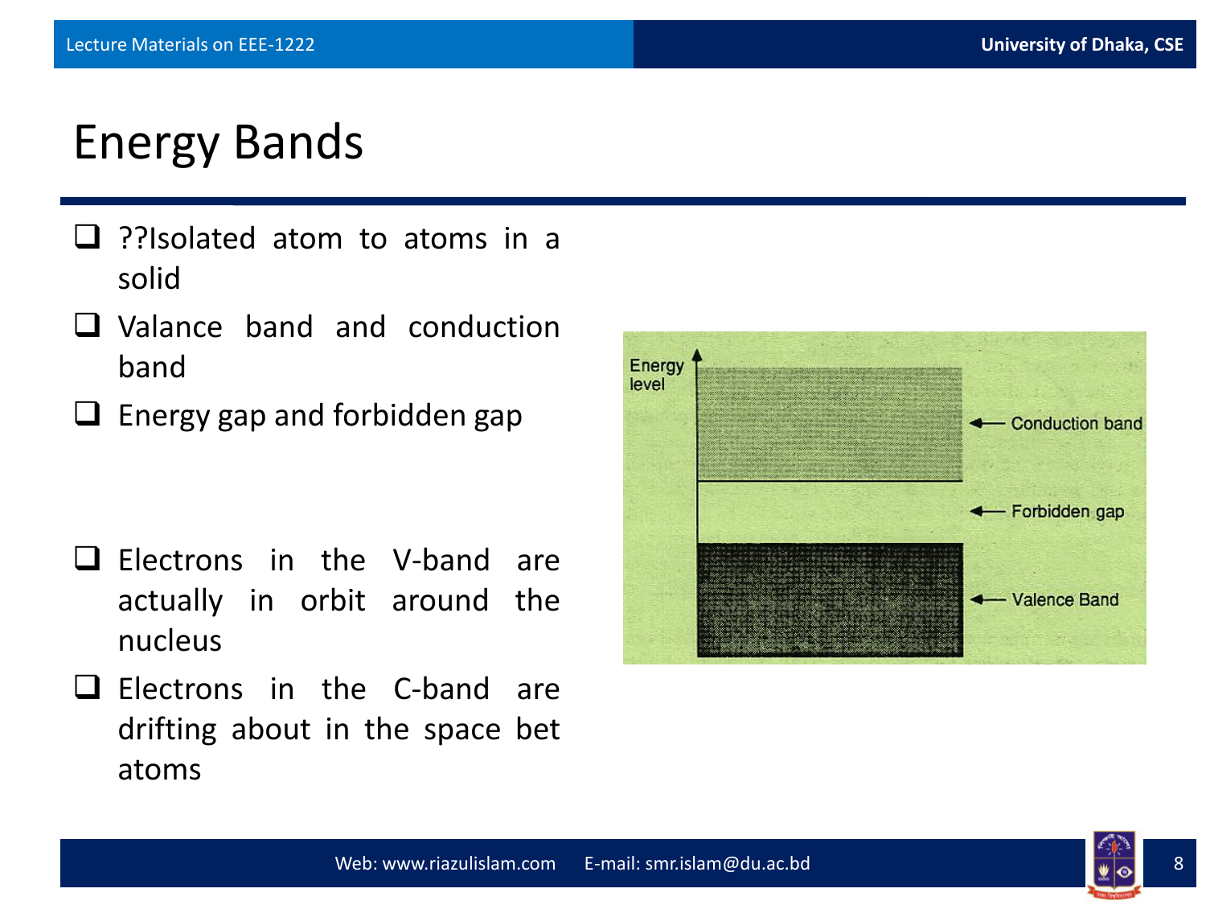# Energy Bands

- ??Isolated atom to atoms in a solid
- Valance band and conduction band
- Energy gap and forbidden gap

- Electrons in the V-band are actually in orbit around the nucleus
- Electrons in the C-band are drifting about in the space bet atoms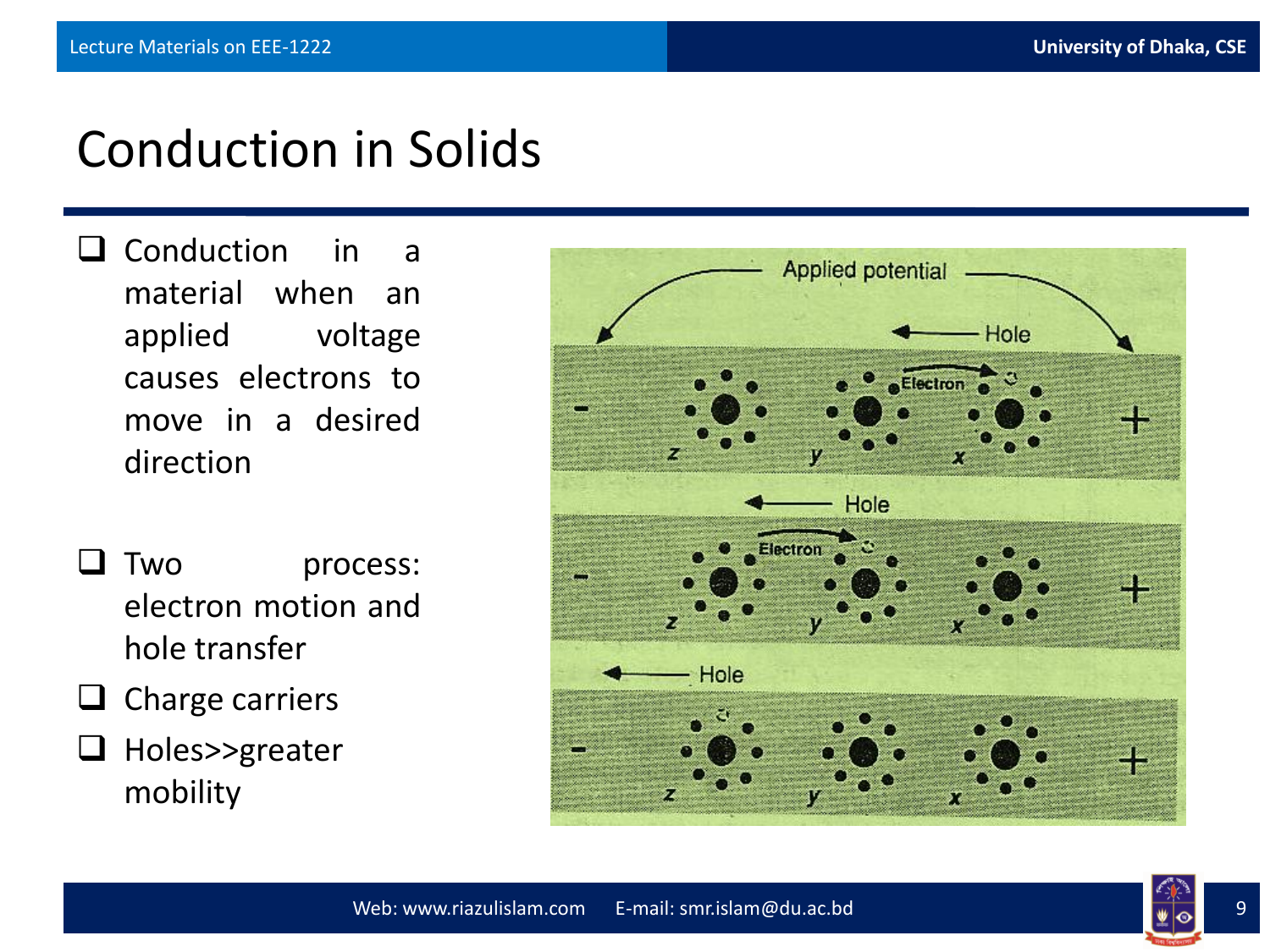# Conduction in Solids

- Conduction in a material when an applied voltage causes electrons to move in a desired direction

- Two process: electron motion and hole transfer
- Charge carriers
- Holes>>greater mobility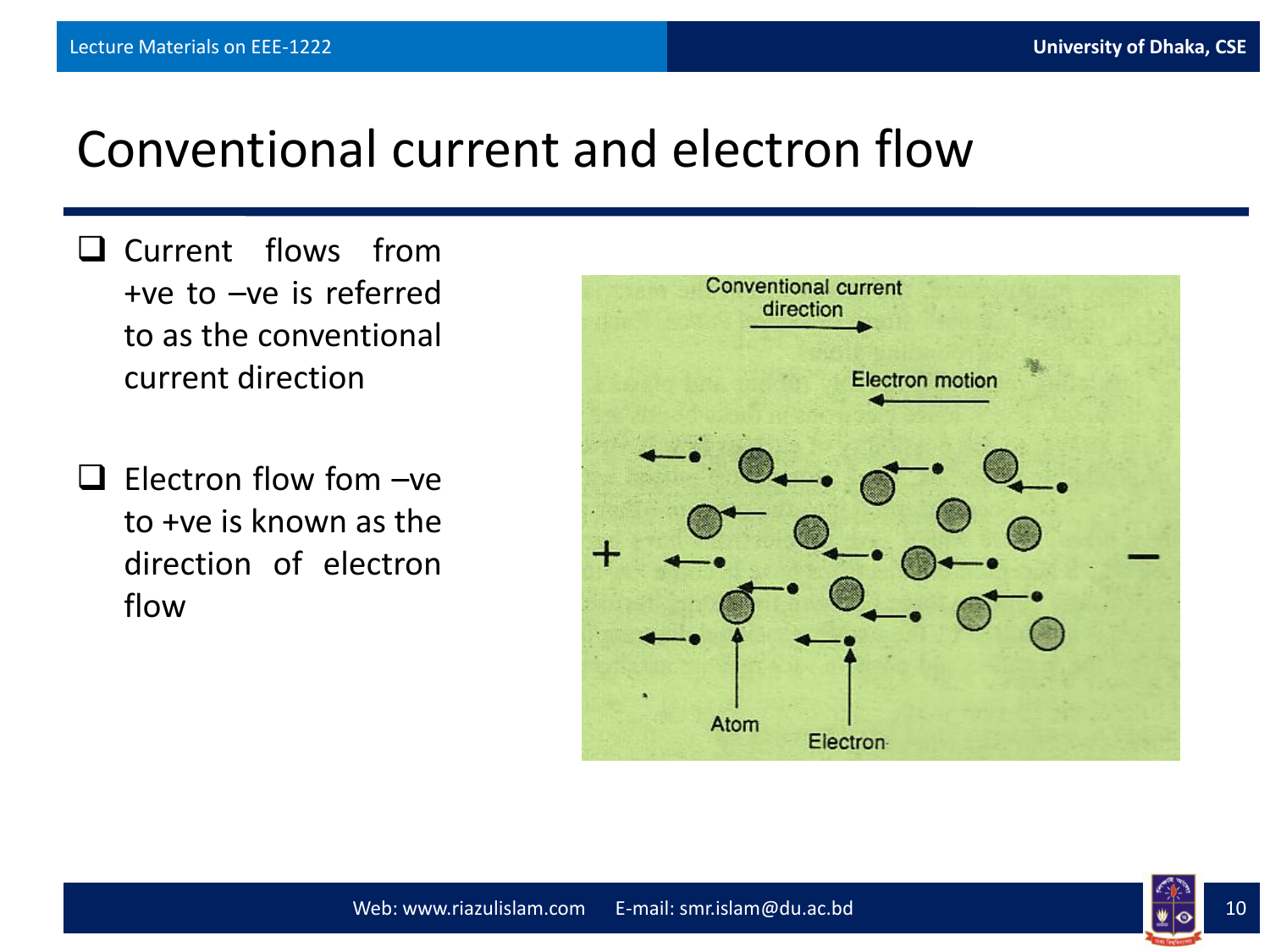# Conventional current and electron flow

- Current flows from +ve to –ve is referred to as the conventional current direction

- Electron flow fom –ve to +ve is known as the direction of electron flow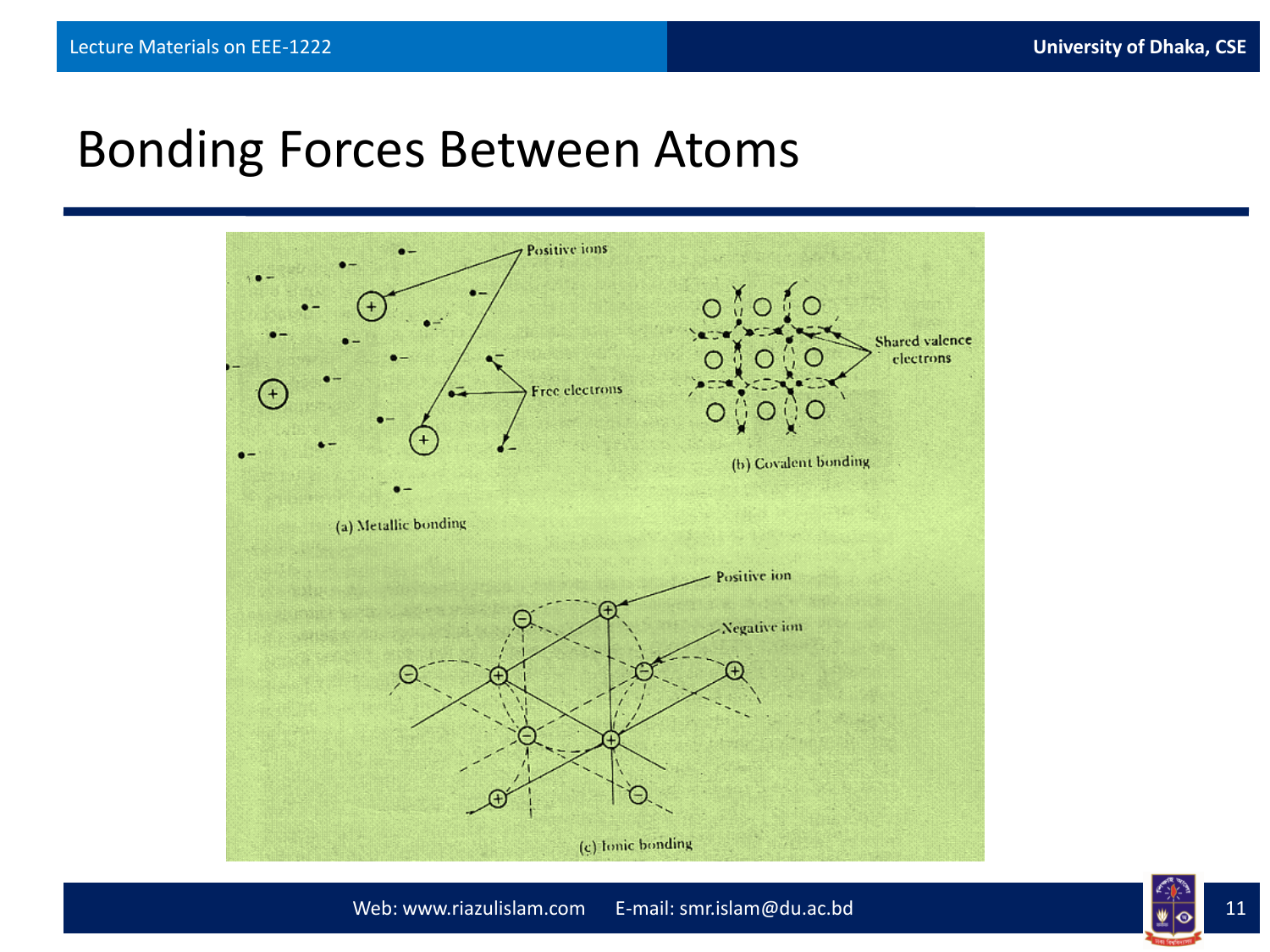# Bonding Forces Between Atoms

Positive ions

Free electrons

(a) Metallic bonding

Shared valence electrons

(b) Covalent bonding

Positive ion

Negative ion

(c) Ionic bonding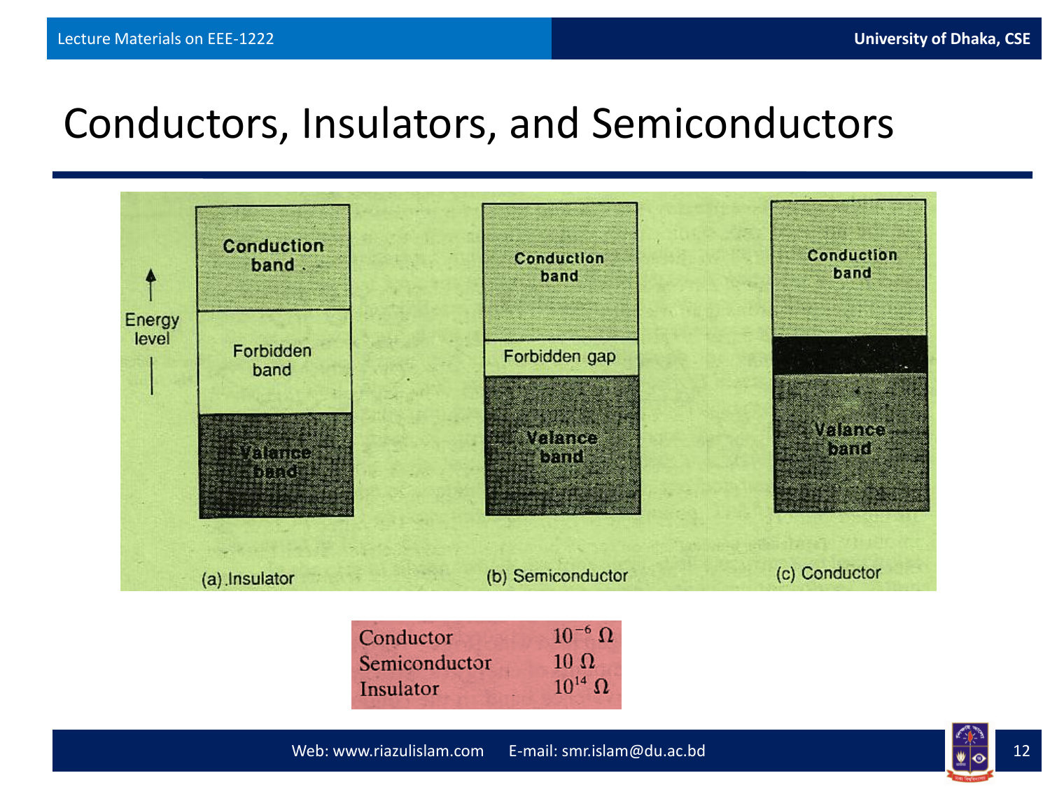# Conductors, Insulators, and Semiconductors

Energy level

| Conduction band | Conduction band | Conduction band |
|---|---|---|
| Forbidden band | Forbidden gap | |
| Valance band | Valance band | Valance band |
| (a) Insulator | (b) Semiconductor | (c) Conductor |

| | |
|---|---|
| Conductor | $10^{-6}\ \Omega$ |
| Semiconductor | $10\ \Omega$ |
| Insulator | $10^{14}\ \Omega$ |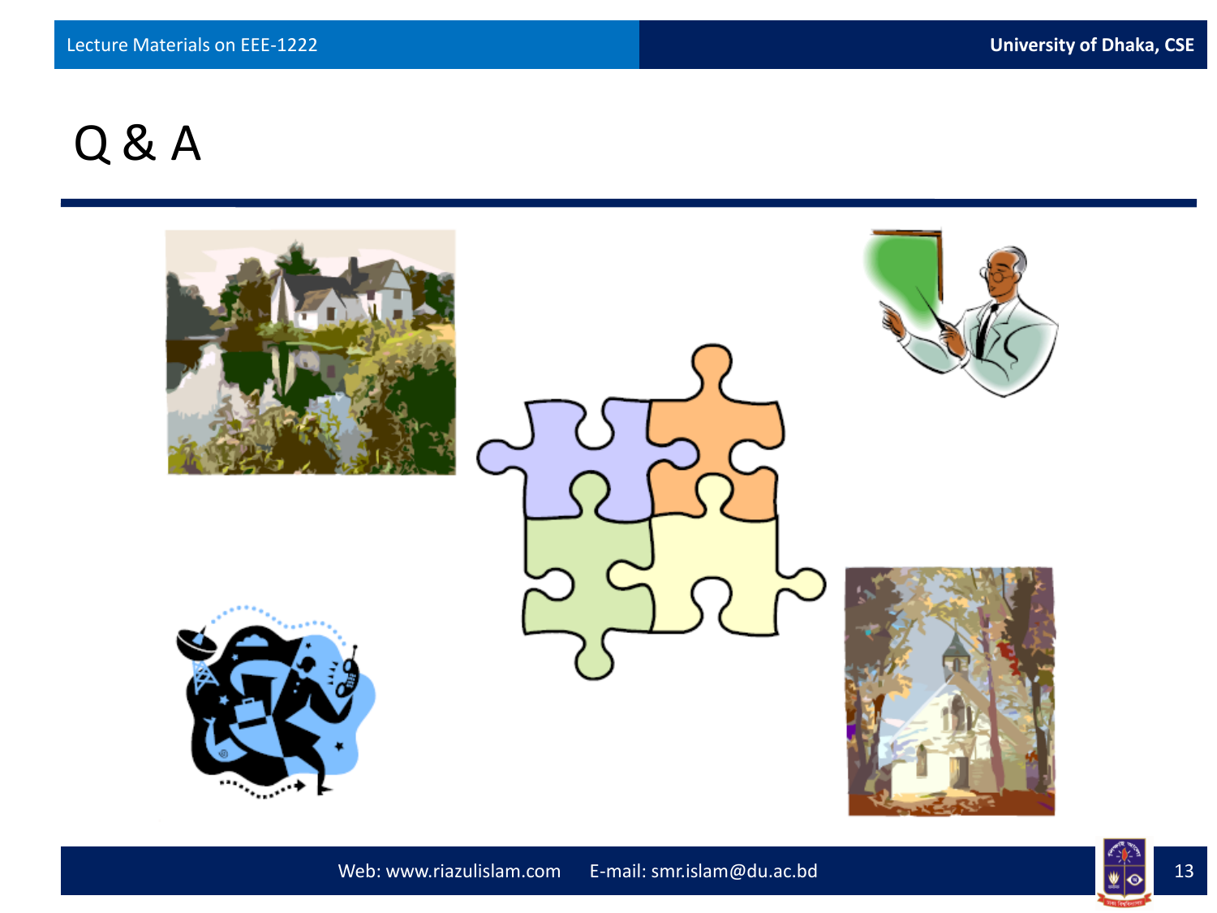# Q & A